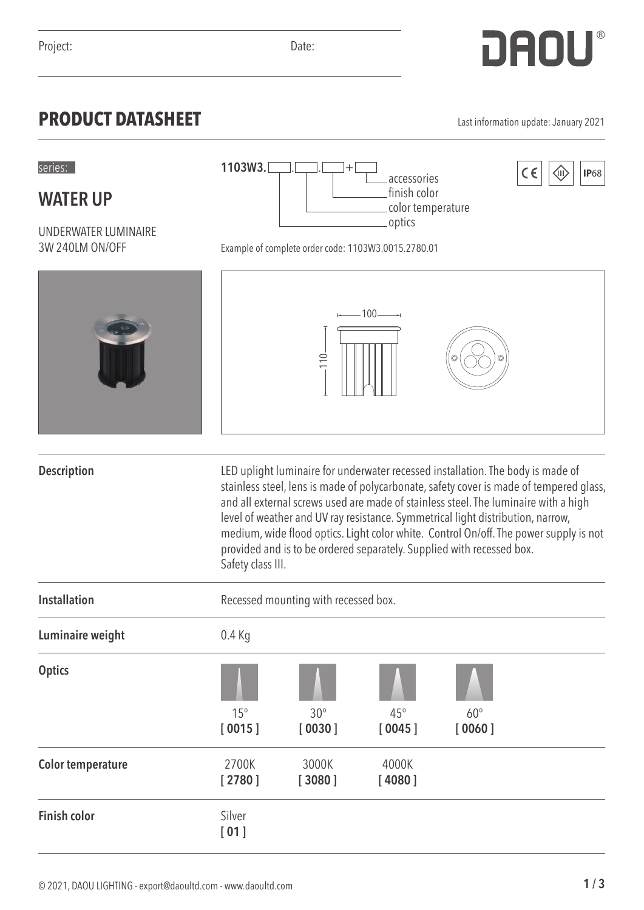Project: Date:

DAOU®

# PRODUCT DATASHEET

Last information update: January 2021

series:

## WATER UP

UNDERWATER LUMINAIRE
3W 240LM ON/OFF

**1103W3.** [ ].[ ].[ ]+[ ]

- optics
- color temperature
- finish color
- accessories

CE IP68

Example of complete order code: 1103W3.0015.2780.01

100

110

| | |
|---|---|
| **Description** | LED uplight luminaire for underwater recessed installation. The body is made of stainless steel, lens is made of polycarbonate, safety cover is made of tempered glass, and all external screws used are made of stainless steel. The luminaire with a high level of weather and UV ray resistance. Symmetrical light distribution, narrow, medium, wide flood optics. Light color white. Control On/off. The power supply is not provided and is to be ordered separately. Supplied with recessed box. Safety class III. |
| **Installation** | Recessed mounting with recessed box. |
| **Luminaire weight** | 0.4 Kg |

| | | | | |
|---|---|---|---|---|
| **Optics** | 15° **[ 0015 ]** | 30° **[ 0030 ]** | 45° **[ 0045 ]** | 60° **[ 0060 ]** |
| **Color temperature** | 2700K **[ 2780 ]** | 3000K **[ 3080 ]** | 4000K **[ 4080 ]** | |
| **Finish color** | Silver **[ 01 ]** | | | |

© 2021, DAOU LIGHTING - export@daoultd.com - www.daoultd.com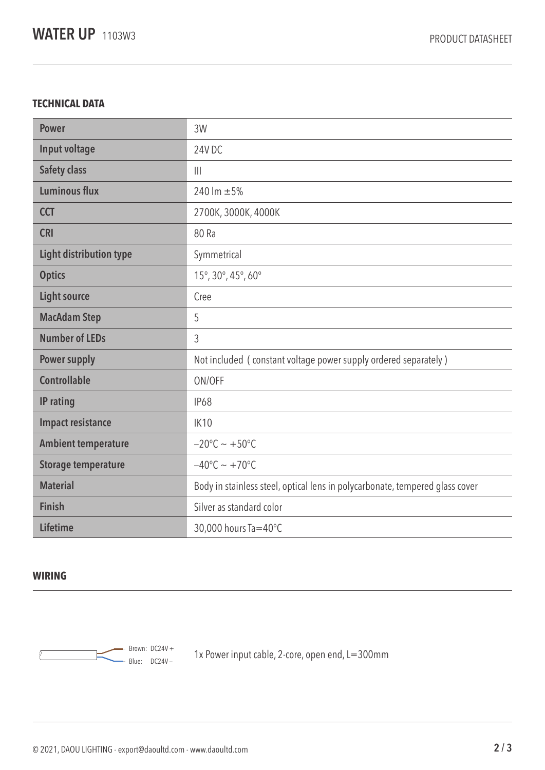# WATER UP 1103W3

## TECHNICAL DATA

| | |
|---|---|
| **Power** | 3W |
| **Input voltage** | 24V DC |
| **Safety class** | III |
| **Luminous flux** | 240 lm ±5% |
| **CCT** | 2700K, 3000K, 4000K |
| **CRI** | 80 Ra |
| **Light distribution type** | Symmetrical |
| **Optics** | 15°, 30°, 45°, 60° |
| **Light source** | Cree |
| **MacAdam Step** | 5 |
| **Number of LEDs** | 3 |
| **Power supply** | Not included ( constant voltage power supply ordered separately ) |
| **Controllable** | ON/OFF |
| **IP rating** | IP68 |
| **Impact resistance** | IK10 |
| **Ambient temperature** | –20°C ~ +50°C |
| **Storage temperature** | –40°C ~ +70°C |
| **Material** | Body in stainless steel, optical lens in polycarbonate, tempered glass cover |
| **Finish** | Silver as standard color |
| **Lifetime** | 30,000 hours Ta=40°C |

## WIRING

Brown: DC24V +
Blue: DC24V –

1x Power input cable, 2-core, open end, L=300mm

© 2021, DAOU LIGHTING - export@daoultd.com - www.daoultd.com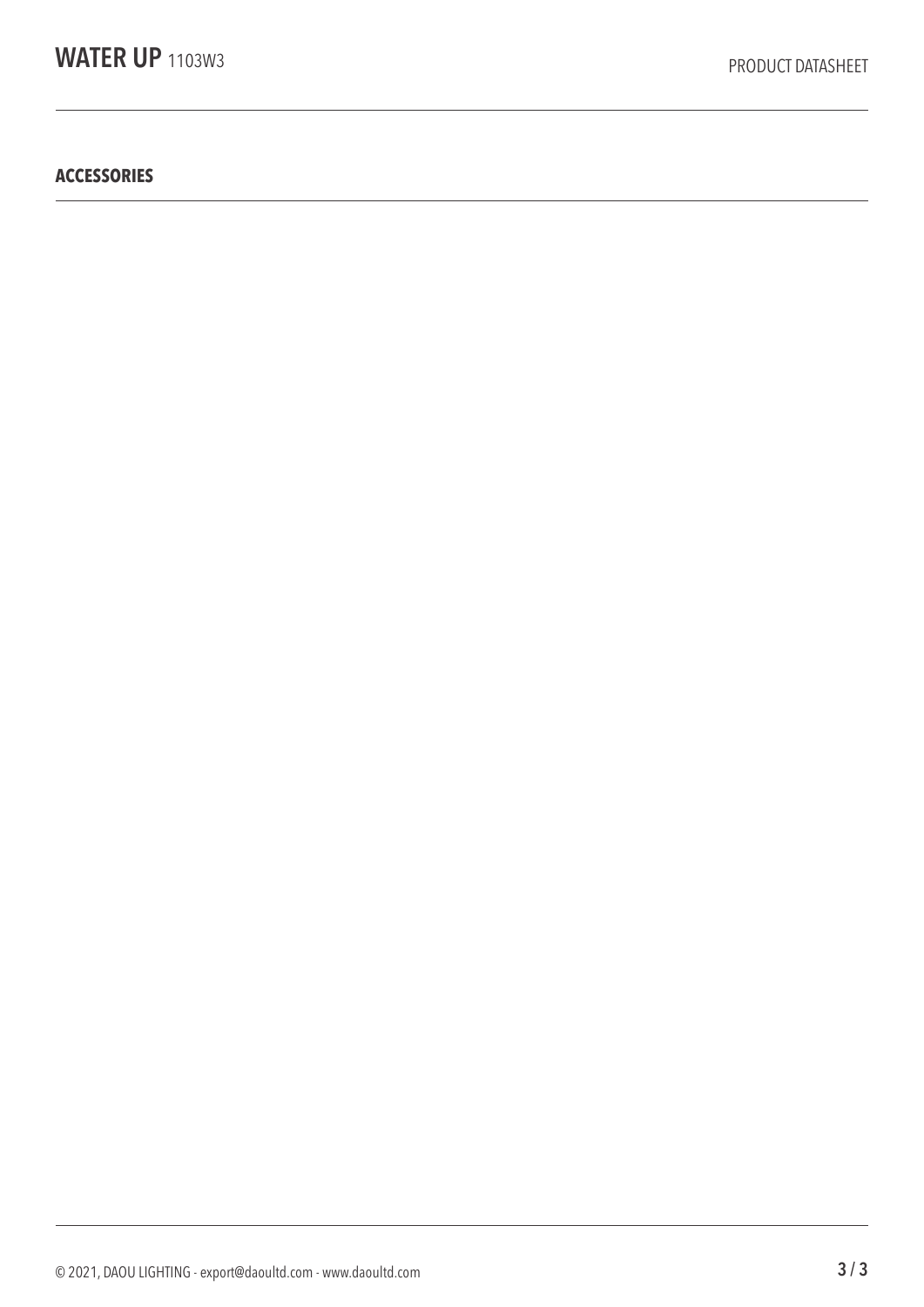## ACCESSORIES